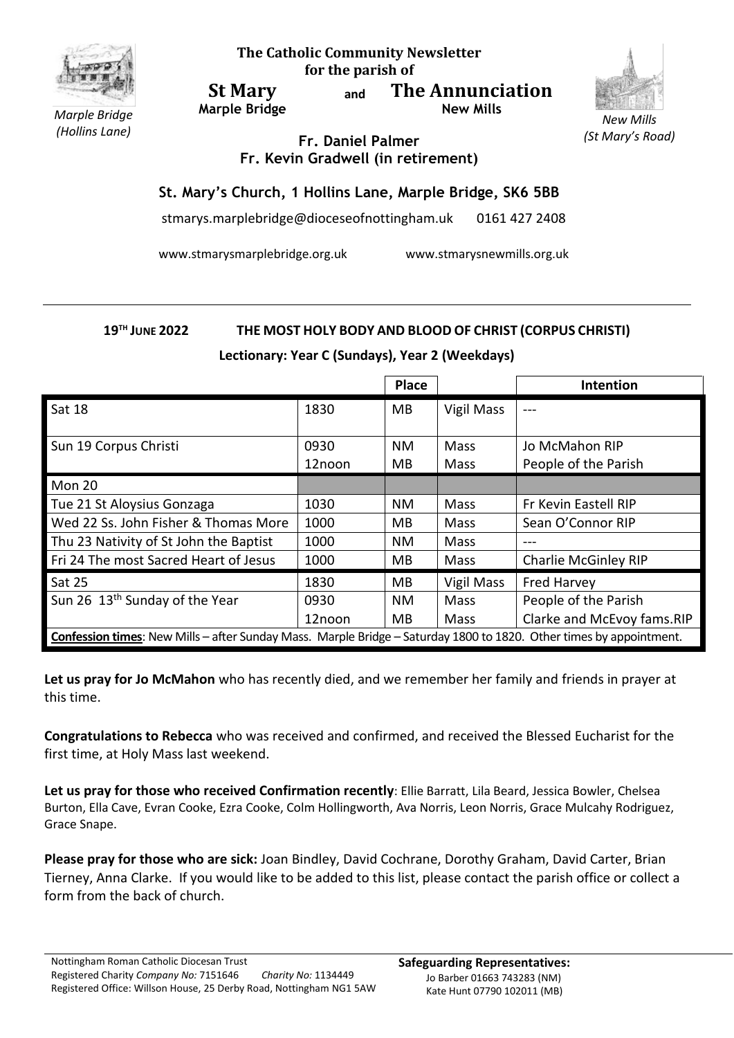*Marpple Bridge (Hollins Lane)*

**The Catholic Community Newsletter for the parish of**

**St Mary** and **The Annunciation**
**Marple Bridge** **New Mills**

*New Mills (St Mary's Road)*

**Fr. Daniel Palmer**
**Fr. Kevin Gradwell (in retirement)**

**St. Mary's Church, 1 Hollins Lane, Marple Bridge, SK6 5BB**

stmarys.marplebridge@dioceseofnottingham.uk 0161 427 2408

www.stmarysmarplebridge.org.uk www.stmarysnewmills.org.uk

**19TH JUNE 2022 THE MOST HOLY BODY AND BLOOD OF CHRIST (CORPUS CHRISTI)**

**Lectionary: Year C (Sundays), Year 2 (Weekdays)**

| | | Place | | Intention |
|---|---|---|---|---|
| Sat 18 | 1830 | MB | Vigil Mass | --- |
| Sun 19 Corpus Christi | 0930<br>12noon | NM<br>MB | Mass<br>Mass | Jo McMahon RIP<br>People of the Parish |
| Mon 20 | | | | |
| Tue 21 St Aloysius Gonzaga | 1030 | NM | Mass | Fr Kevin Eastell RIP |
| Wed 22 Ss. John Fisher & Thomas More | 1000 | MB | Mass | Sean O'Connor RIP |
| Thu 23 Nativity of St John the Baptist | 1000 | NM | Mass | --- |
| Fri 24 The most Sacred Heart of Jesus | 1000 | MB | Mass | Charlie McGinley RIP |
| Sat 25 | 1830 | MB | Vigil Mass | Fred Harvey |
| Sun 26 13th Sunday of the Year | 0930<br>12noon | NM<br>MB | Mass<br>Mass | People of the Parish<br>Clarke and McEvoy fams.RIP |
| **Confession times**: New Mills – after Sunday Mass. Marple Bridge – Saturday 1800 to 1820. Other times by appointment. | | | | |

**Let us pray for Jo McMahon** who has recently died, and we remember her family and friends in prayer at this time.

**Congratulations to Rebecca** who was received and confirmed, and received the Blessed Eucharist for the first time, at Holy Mass last weekend.

**Let us pray for those who received Confirmation recently**: Ellie Barratt, Lila Beard, Jessica Bowler, Chelsea Burton, Ella Cave, Evran Cooke, Ezra Cooke, Colm Hollingworth, Ava Norris, Leon Norris, Grace Mulcahy Rodriguez, Grace Snape.

**Please pray for those who are sick:** Joan Bindley, David Cochrane, Dorothy Graham, David Carter, Brian Tierney, Anna Clarke. If you would like to be added to this list, please contact the parish office or collect a form from the back of church.

Nottingham Roman Catholic Diocesan Trust
Registered Charity *Company No:* 7151646 *Charity No:* 1134449
Registered Office: Willson House, 25 Derby Road, Nottingham NG1 5AW

**Safeguarding Representatives:**
Jo Barber 01663 743283 (NM)
Kate Hunt 07790 102011 (MB)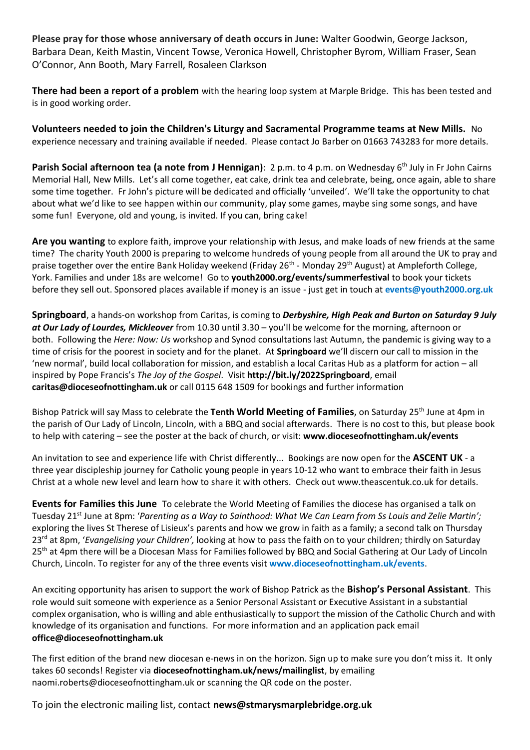**Please pray for those whose anniversary of death occurs in June:** Walter Goodwin, George Jackson, Barbara Dean, Keith Mastin, Vincent Towse, Veronica Howell, Christopher Byrom, William Fraser, Sean O'Connor, Ann Booth, Mary Farrell, Rosaleen Clarkson

**There had been a report of a problem** with the hearing loop system at Marple Bridge. This has been tested and is in good working order.

**Volunteers needed to join the Children's Liturgy and Sacramental Programme teams at New Mills.** No experience necessary and training available if needed. Please contact Jo Barber on 01663 743283 for more details.

**Parish Social afternoon tea (a note from J Hennigan)**: 2 p.m. to 4 p.m. on Wednesday 6th July in Fr John Cairns Memorial Hall, New Mills. Let's all come together, eat cake, drink tea and celebrate, being, once again, able to share some time together. Fr John's picture will be dedicated and officially 'unveiled'. We'll take the opportunity to chat about what we'd like to see happen within our community, play some games, maybe sing some songs, and have some fun! Everyone, old and young, is invited. If you can, bring cake!

**Are you wanting** to explore faith, improve your relationship with Jesus, and make loads of new friends at the same time? The charity Youth 2000 is preparing to welcome hundreds of young people from all around the UK to pray and praise together over the entire Bank Holiday weekend (Friday 26th - Monday 29th August) at Ampleforth College, York. Families and under 18s are welcome! Go to **youth2000.org/events/summerfestival** to book your tickets before they sell out. Sponsored places available if money is an issue - just get in touch at **events@youth2000.org.uk**

**Springboard**, a hands-on workshop from Caritas, is coming to ***Derbyshire, High Peak and Burton on Saturday 9 July at Our Lady of Lourdes, Mickleover*** from 10.30 until 3.30 – you'll be welcome for the morning, afternoon or both. Following the *Here: Now: Us* workshop and Synod consultations last Autumn, the pandemic is giving way to a time of crisis for the poorest in society and for the planet. At **Springboard** we'll discern our call to mission in the 'new normal', build local collaboration for mission, and establish a local Caritas Hub as a platform for action – all inspired by Pope Francis's *The Joy of the Gospel*. Visit **http://bit.ly/2022Springboard**, email **caritas@dioceseofnottingham.uk** or call 0115 648 1509 for bookings and further information

Bishop Patrick will say Mass to celebrate the **Tenth World Meeting of Families**, on Saturday 25th June at 4pm in the parish of Our Lady of Lincoln, Lincoln, with a BBQ and social afterwards. There is no cost to this, but please book to help with catering – see the poster at the back of church, or visit: **www.dioceseofnottingham.uk/events**

An invitation to see and experience life with Christ differently... Bookings are now open for the **ASCENT UK** - a three year discipleship journey for Catholic young people in years 10-12 who want to embrace their faith in Jesus Christ at a whole new level and learn how to share it with others. Check out www.theascentuk.co.uk for details.

**Events for Families this June** To celebrate the World Meeting of Families the diocese has organised a talk on Tuesday 21st June at 8pm: '*Parenting as a Way to Sainthood: What We Can Learn from Ss Louis and Zelie Martin';* exploring the lives St Therese of Lisieux's parents and how we grow in faith as a family; a second talk on Thursday 23rd at 8pm, '*Evangelising your Children',* looking at how to pass the faith on to your children; thirdly on Saturday 25th at 4pm there will be a Diocesan Mass for Families followed by BBQ and Social Gathering at Our Lady of Lincoln Church, Lincoln. To register for any of the three events visit **www.dioceseofnottingham.uk/events**.

An exciting opportunity has arisen to support the work of Bishop Patrick as the **Bishop's Personal Assistant**. This role would suit someone with experience as a Senior Personal Assistant or Executive Assistant in a substantial complex organisation, who is willing and able enthusiastically to support the mission of the Catholic Church and with knowledge of its organisation and functions. For more information and an application pack email **office@dioceseofnottingham.uk**

The first edition of the brand new diocesan e-news in on the horizon. Sign up to make sure you don't miss it. It only takes 60 seconds! Register via **dioceseofnottingham.uk/news/mailinglist**, by emailing naomi.roberts@dioceseofnottingham.uk or scanning the QR code on the poster.

To join the electronic mailing list, contact **news@stmarysmarplebridge.org.uk**